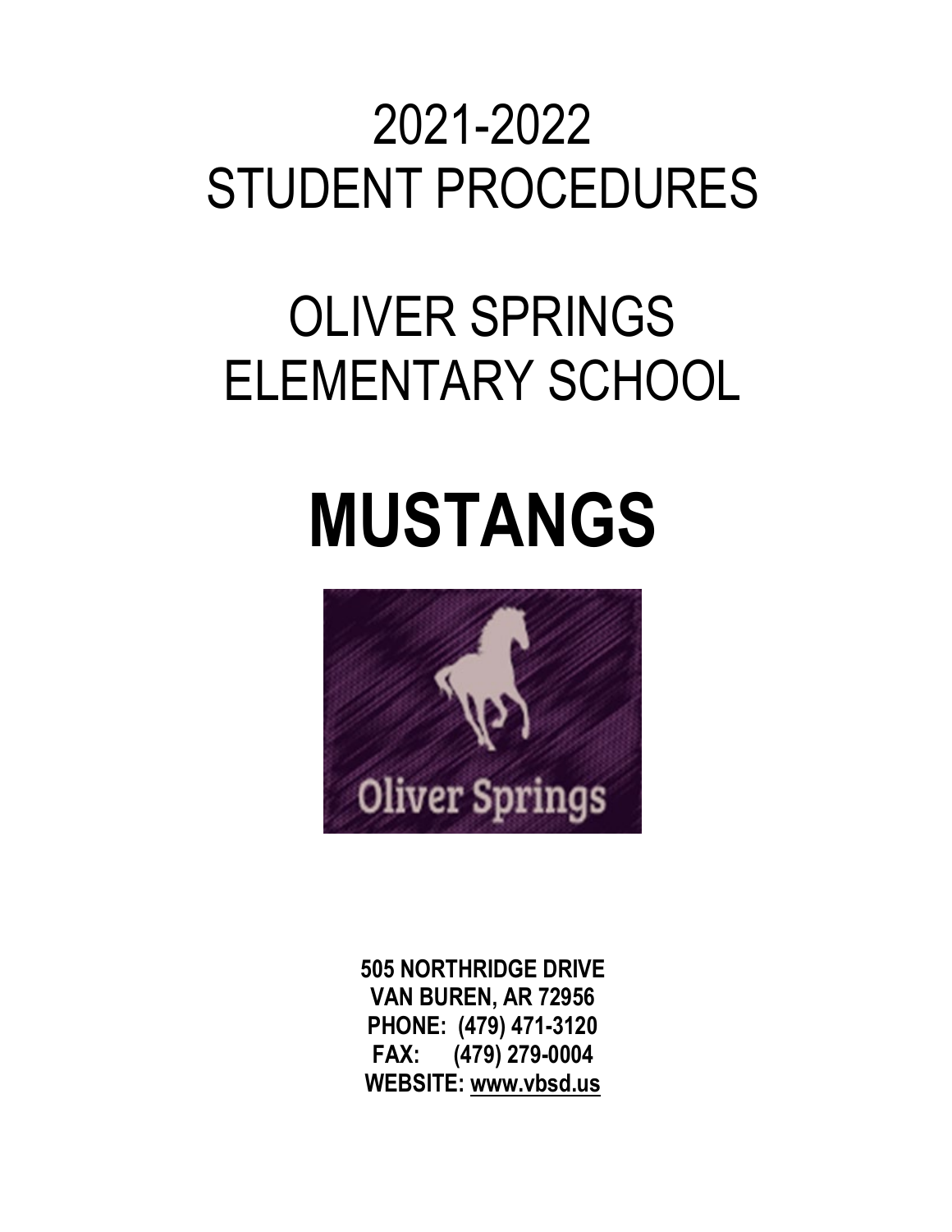# 2021-2022
# STUDENT PROCEDURES

# OLIVER SPRINGS ELEMENTARY SCHOOL

# MUSTANGS

**505 NORTHRIDGE DRIVE**
**VAN BUREN, AR 72956**
**PHONE: (479) 471-3120**
**FAX: (479) 279-0004**
**WEBSITE: www.vbsd.us**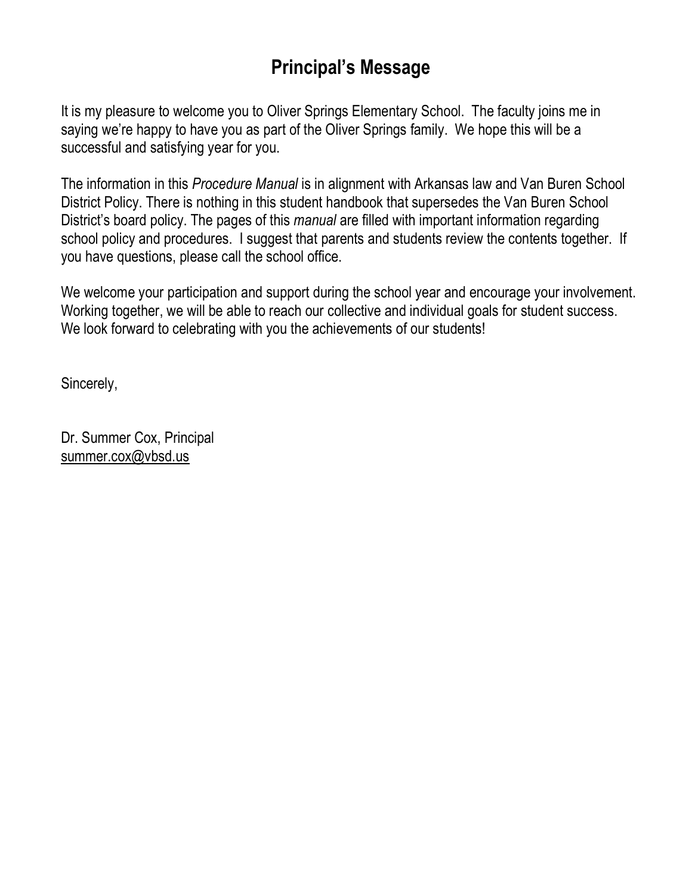# Principal's Message

It is my pleasure to welcome you to Oliver Springs Elementary School. The faculty joins me in saying we're happy to have you as part of the Oliver Springs family. We hope this will be a successful and satisfying year for you.

The information in this *Procedure Manual* is in alignment with Arkansas law and Van Buren School District Policy. There is nothing in this student handbook that supersedes the Van Buren School District's board policy. The pages of this *manual* are filled with important information regarding school policy and procedures. I suggest that parents and students review the contents together. If you have questions, please call the school office.

We welcome your participation and support during the school year and encourage your involvement. Working together, we will be able to reach our collective and individual goals for student success. We look forward to celebrating with you the achievements of our students!

Sincerely,

Dr. Summer Cox, Principal
summer.cox@vbsd.us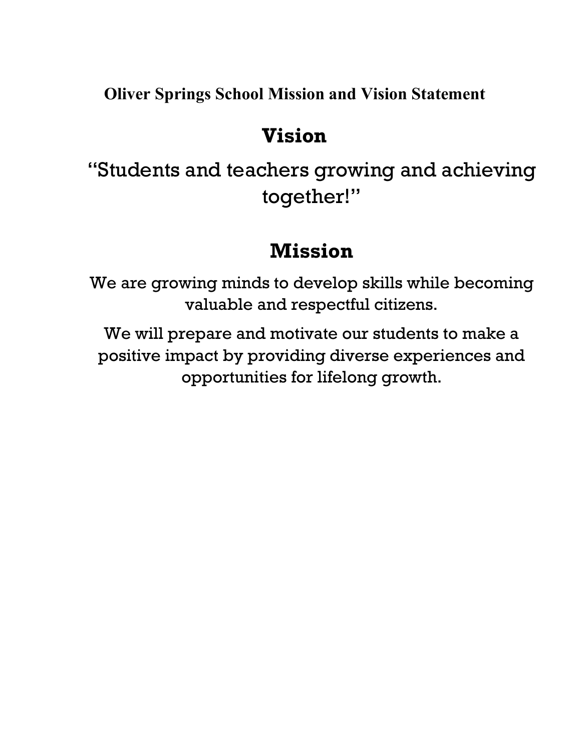**Oliver Springs School Mission and Vision Statement**

# Vision

"Students and teachers growing and achieving together!"

# Mission

We are growing minds to develop skills while becoming valuable and respectful citizens.

We will prepare and motivate our students to make a positive impact by providing diverse experiences and opportunities for lifelong growth.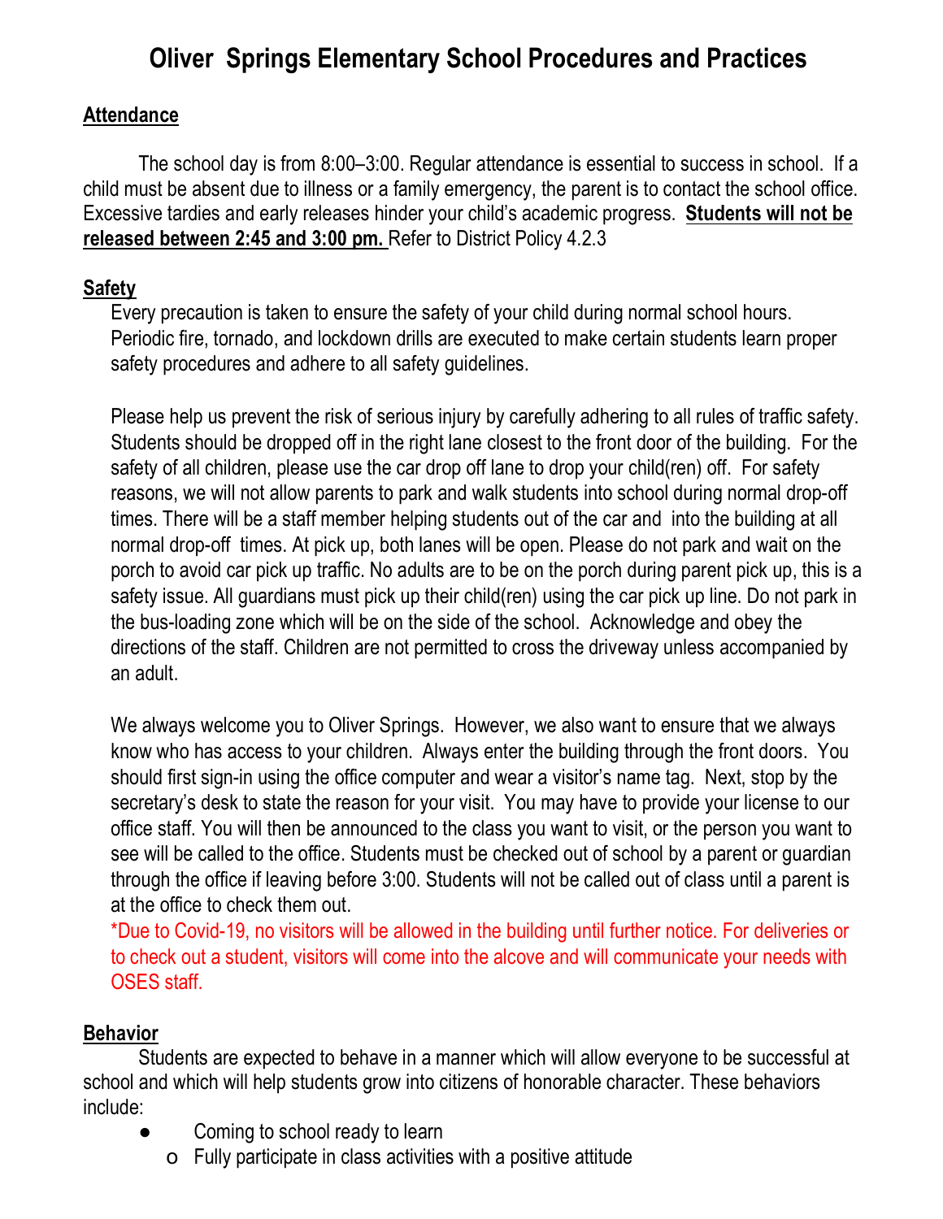# Oliver Springs Elementary School Procedures and Practices

## Attendance

The school day is from 8:00–3:00. Regular attendance is essential to success in school. If a child must be absent due to illness or a family emergency, the parent is to contact the school office. Excessive tardies and early releases hinder your child's academic progress. **Students will not be released between 2:45 and 3:00 pm.** Refer to District Policy 4.2.3

## Safety

Every precaution is taken to ensure the safety of your child during normal school hours. Periodic fire, tornado, and lockdown drills are executed to make certain students learn proper safety procedures and adhere to all safety guidelines.

Please help us prevent the risk of serious injury by carefully adhering to all rules of traffic safety. Students should be dropped off in the right lane closest to the front door of the building. For the safety of all children, please use the car drop off lane to drop your child(ren) off. For safety reasons, we will not allow parents to park and walk students into school during normal drop-off times. There will be a staff member helping students out of the car and into the building at all normal drop-off times. At pick up, both lanes will be open. Please do not park and wait on the porch to avoid car pick up traffic. No adults are to be on the porch during parent pick up, this is a safety issue. All guardians must pick up their child(ren) using the car pick up line. Do not park in the bus-loading zone which will be on the side of the school. Acknowledge and obey the directions of the staff. Children are not permitted to cross the driveway unless accompanied by an adult.

We always welcome you to Oliver Springs. However, we also want to ensure that we always know who has access to your children. Always enter the building through the front doors. You should first sign-in using the office computer and wear a visitor's name tag. Next, stop by the secretary's desk to state the reason for your visit. You may have to provide your license to our office staff. You will then be announced to the class you want to visit, or the person you want to see will be called to the office. Students must be checked out of school by a parent or guardian through the office if leaving before 3:00. Students will not be called out of class until a parent is at the office to check them out.
*Due to Covid-19, no visitors will be allowed in the building until further notice. For deliveries or to check out a student, visitors will come into the alcove and will communicate your needs with OSES staff.

## Behavior

Students are expected to behave in a manner which will allow everyone to be successful at school and which will help students grow into citizens of honorable character. These behaviors include:

- Coming to school ready to learn
  - Fully participate in class activities with a positive attitude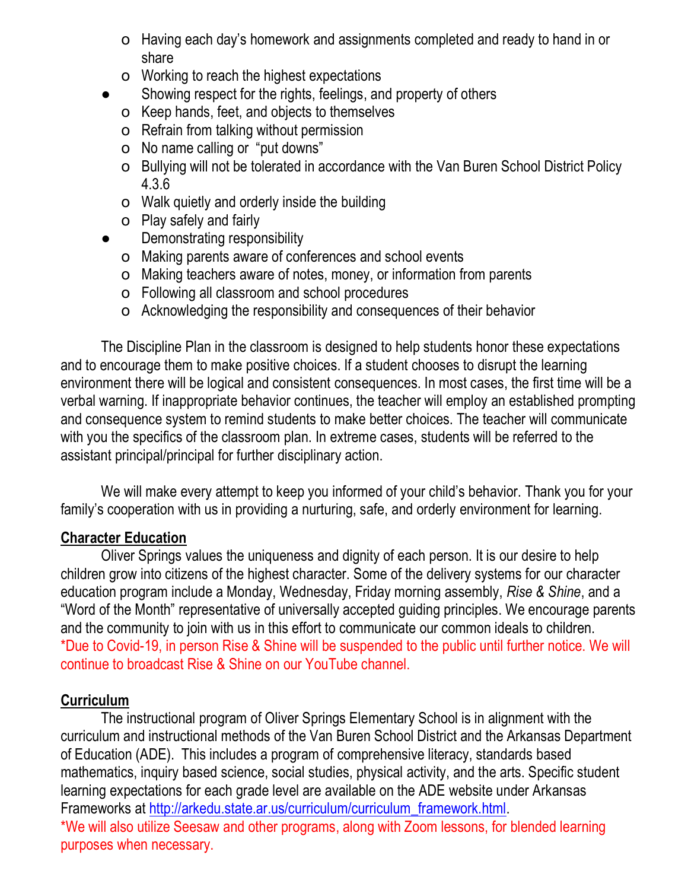- Having each day's homework and assignments completed and ready to hand in or share
    - Working to reach the highest expectations
- Showing respect for the rights, feelings, and property of others
    - Keep hands, feet, and objects to themselves
    - Refrain from talking without permission
    - No name calling or "put downs"
    - Bullying will not be tolerated in accordance with the Van Buren School District Policy 4.3.6
    - Walk quietly and orderly inside the building
    - Play safely and fairly
- Demonstrating responsibility
    - Making parents aware of conferences and school events
    - Making teachers aware of notes, money, or information from parents
    - Following all classroom and school procedures
    - Acknowledging the responsibility and consequences of their behavior

The Discipline Plan in the classroom is designed to help students honor these expectations and to encourage them to make positive choices. If a student chooses to disrupt the learning environment there will be logical and consistent consequences. In most cases, the first time will be a verbal warning. If inappropriate behavior continues, the teacher will employ an established prompting and consequence system to remind students to make better choices. The teacher will communicate with you the specifics of the classroom plan. In extreme cases, students will be referred to the assistant principal/principal for further disciplinary action.

We will make every attempt to keep you informed of your child's behavior. Thank you for your family's cooperation with us in providing a nurturing, safe, and orderly environment for learning.

**Character Education**

Oliver Springs values the uniqueness and dignity of each person. It is our desire to help children grow into citizens of the highest character. Some of the delivery systems for our character education program include a Monday, Wednesday, Friday morning assembly, *Rise & Shine*, and a "Word of the Month" representative of universally accepted guiding principles. We encourage parents and the community to join with us in this effort to communicate our common ideals to children. *Due to Covid-19, in person Rise & Shine will be suspended to the public until further notice. We will continue to broadcast Rise & Shine on our YouTube channel.

**Curriculum**

The instructional program of Oliver Springs Elementary School is in alignment with the curriculum and instructional methods of the Van Buren School District and the Arkansas Department of Education (ADE). This includes a program of comprehensive literacy, standards based mathematics, inquiry based science, social studies, physical activity, and the arts. Specific student learning expectations for each grade level are available on the ADE website under Arkansas Frameworks at http://arkedu.state.ar.us/curriculum/curriculum_framework.html.
*We will also utilize Seesaw and other programs, along with Zoom lessons, for blended learning purposes when necessary.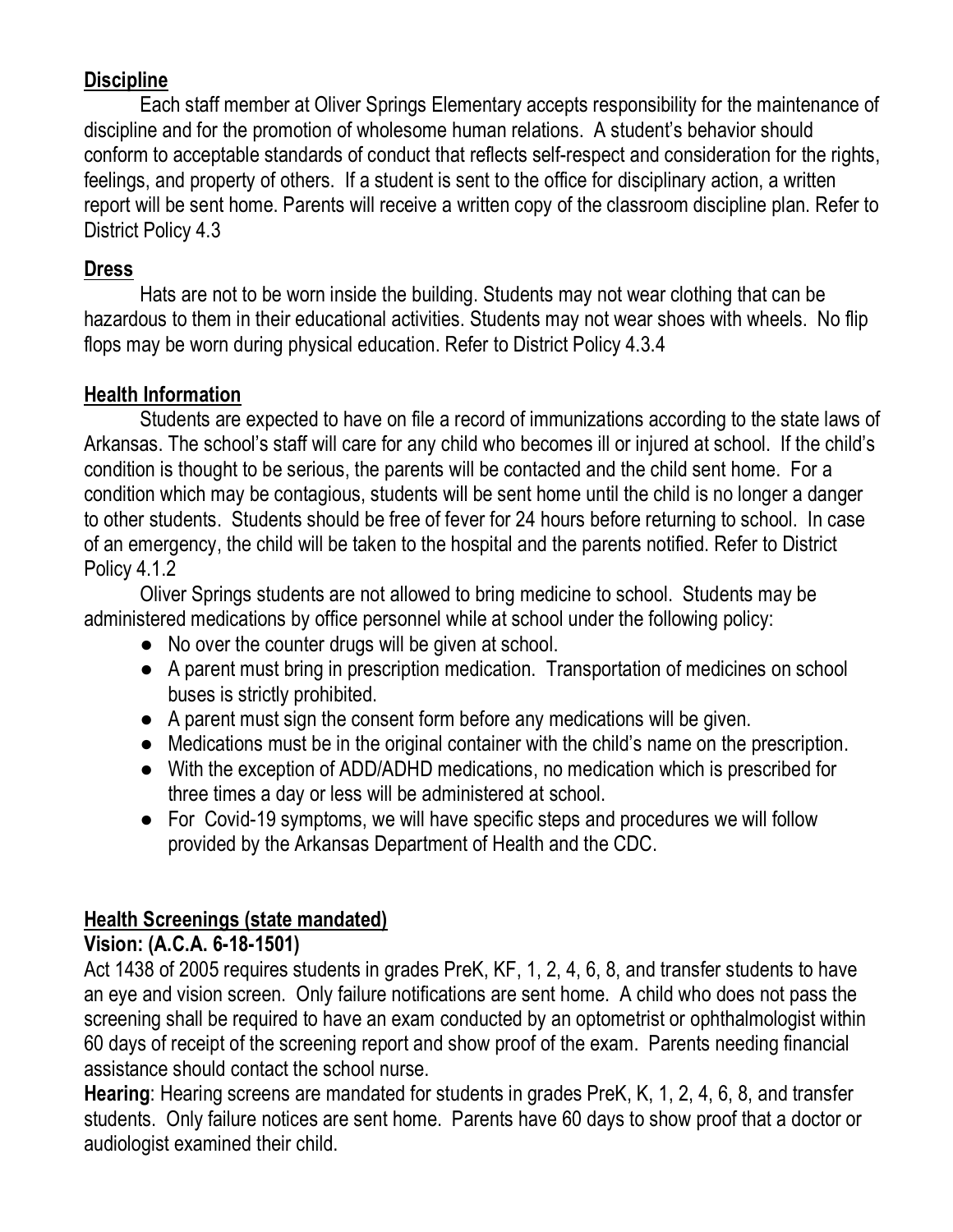## Discipline

Each staff member at Oliver Springs Elementary accepts responsibility for the maintenance of discipline and for the promotion of wholesome human relations. A student's behavior should conform to acceptable standards of conduct that reflects self-respect and consideration for the rights, feelings, and property of others. If a student is sent to the office for disciplinary action, a written report will be sent home. Parents will receive a written copy of the classroom discipline plan. Refer to District Policy 4.3

## Dress

Hats are not to be worn inside the building. Students may not wear clothing that can be hazardous to them in their educational activities. Students may not wear shoes with wheels. No flip flops may be worn during physical education. Refer to District Policy 4.3.4

## Health Information

Students are expected to have on file a record of immunizations according to the state laws of Arkansas. The school's staff will care for any child who becomes ill or injured at school. If the child's condition is thought to be serious, the parents will be contacted and the child sent home. For a condition which may be contagious, students will be sent home until the child is no longer a danger to other students. Students should be free of fever for 24 hours before returning to school. In case of an emergency, the child will be taken to the hospital and the parents notified. Refer to District Policy 4.1.2

Oliver Springs students are not allowed to bring medicine to school. Students may be administered medications by office personnel while at school under the following policy:

- No over the counter drugs will be given at school.
- A parent must bring in prescription medication. Transportation of medicines on school buses is strictly prohibited.
- A parent must sign the consent form before any medications will be given.
- Medications must be in the original container with the child's name on the prescription.
- With the exception of ADD/ADHD medications, no medication which is prescribed for three times a day or less will be administered at school.
- For Covid-19 symptoms, we will have specific steps and procedures we will follow provided by the Arkansas Department of Health and the CDC.

## Health Screenings (state mandated)

**Vision: (A.C.A. 6-18-1501)**

Act 1438 of 2005 requires students in grades PreK, KF, 1, 2, 4, 6, 8, and transfer students to have an eye and vision screen. Only failure notifications are sent home. A child who does not pass the screening shall be required to have an exam conducted by an optometrist or ophthalmologist within 60 days of receipt of the screening report and show proof of the exam. Parents needing financial assistance should contact the school nurse.

**Hearing**: Hearing screens are mandated for students in grades PreK, K, 1, 2, 4, 6, 8, and transfer students. Only failure notices are sent home. Parents have 60 days to show proof that a doctor or audiologist examined their child.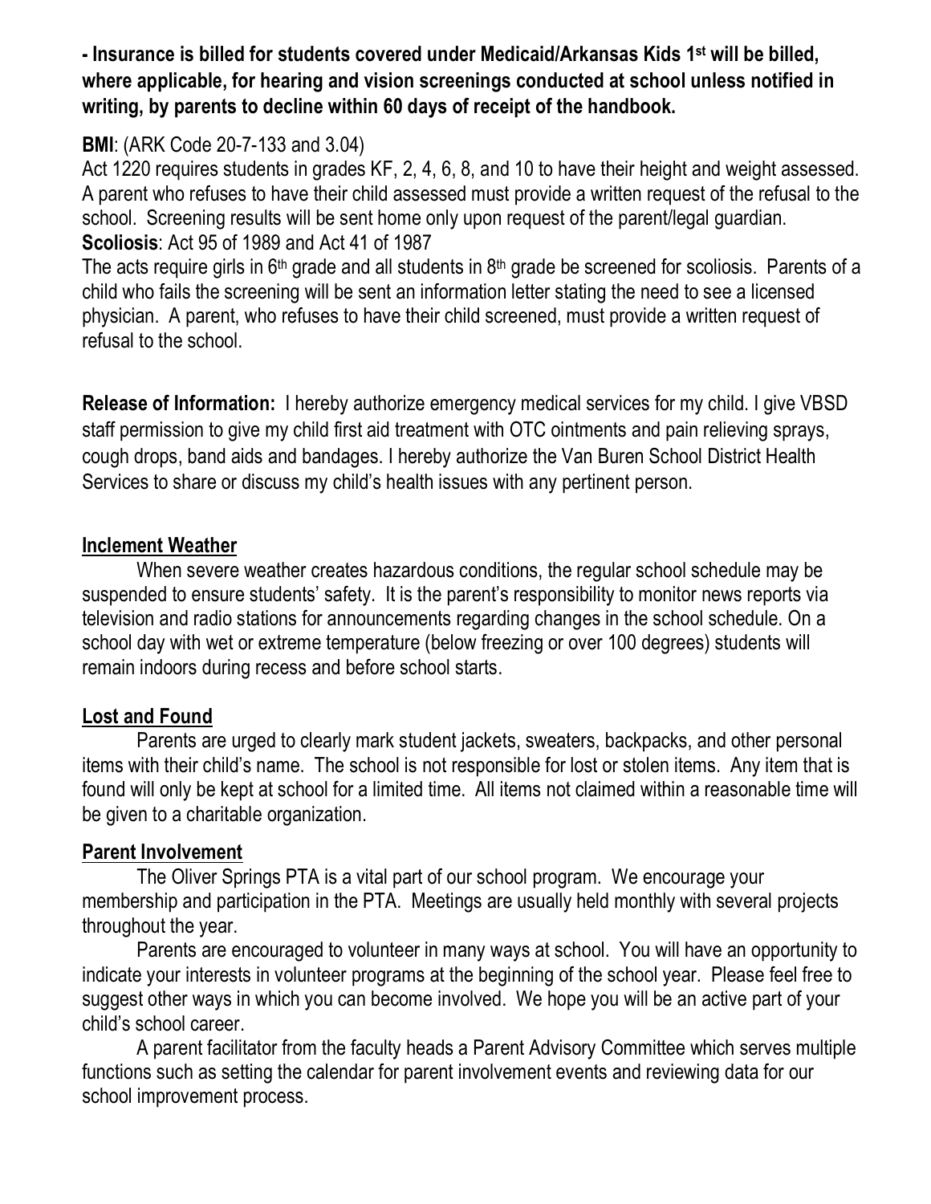**- Insurance is billed for students covered under Medicaid/Arkansas Kids 1st will be billed, where applicable, for hearing and vision screenings conducted at school unless notified in writing, by parents to decline within 60 days of receipt of the handbook.**

**BMI**: (ARK Code 20-7-133 and 3.04)
Act 1220 requires students in grades KF, 2, 4, 6, 8, and 10 to have their height and weight assessed. A parent who refuses to have their child assessed must provide a written request of the refusal to the school. Screening results will be sent home only upon request of the parent/legal guardian.
**Scoliosis**: Act 95 of 1989 and Act 41 of 1987
The acts require girls in 6th grade and all students in 8th grade be screened for scoliosis. Parents of a child who fails the screening will be sent an information letter stating the need to see a licensed physician. A parent, who refuses to have their child screened, must provide a written request of refusal to the school.

**Release of Information:** I hereby authorize emergency medical services for my child. I give VBSD staff permission to give my child first aid treatment with OTC ointments and pain relieving sprays, cough drops, band aids and bandages. I hereby authorize the Van Buren School District Health Services to share or discuss my child's health issues with any pertinent person.

## Inclement Weather

When severe weather creates hazardous conditions, the regular school schedule may be suspended to ensure students' safety. It is the parent's responsibility to monitor news reports via television and radio stations for announcements regarding changes in the school schedule. On a school day with wet or extreme temperature (below freezing or over 100 degrees) students will remain indoors during recess and before school starts.

## Lost and Found

Parents are urged to clearly mark student jackets, sweaters, backpacks, and other personal items with their child's name. The school is not responsible for lost or stolen items. Any item that is found will only be kept at school for a limited time. All items not claimed within a reasonable time will be given to a charitable organization.

## Parent Involvement

The Oliver Springs PTA is a vital part of our school program. We encourage your membership and participation in the PTA. Meetings are usually held monthly with several projects throughout the year.

Parents are encouraged to volunteer in many ways at school. You will have an opportunity to indicate your interests in volunteer programs at the beginning of the school year. Please feel free to suggest other ways in which you can become involved. We hope you will be an active part of your child's school career.

A parent facilitator from the faculty heads a Parent Advisory Committee which serves multiple functions such as setting the calendar for parent involvement events and reviewing data for our school improvement process.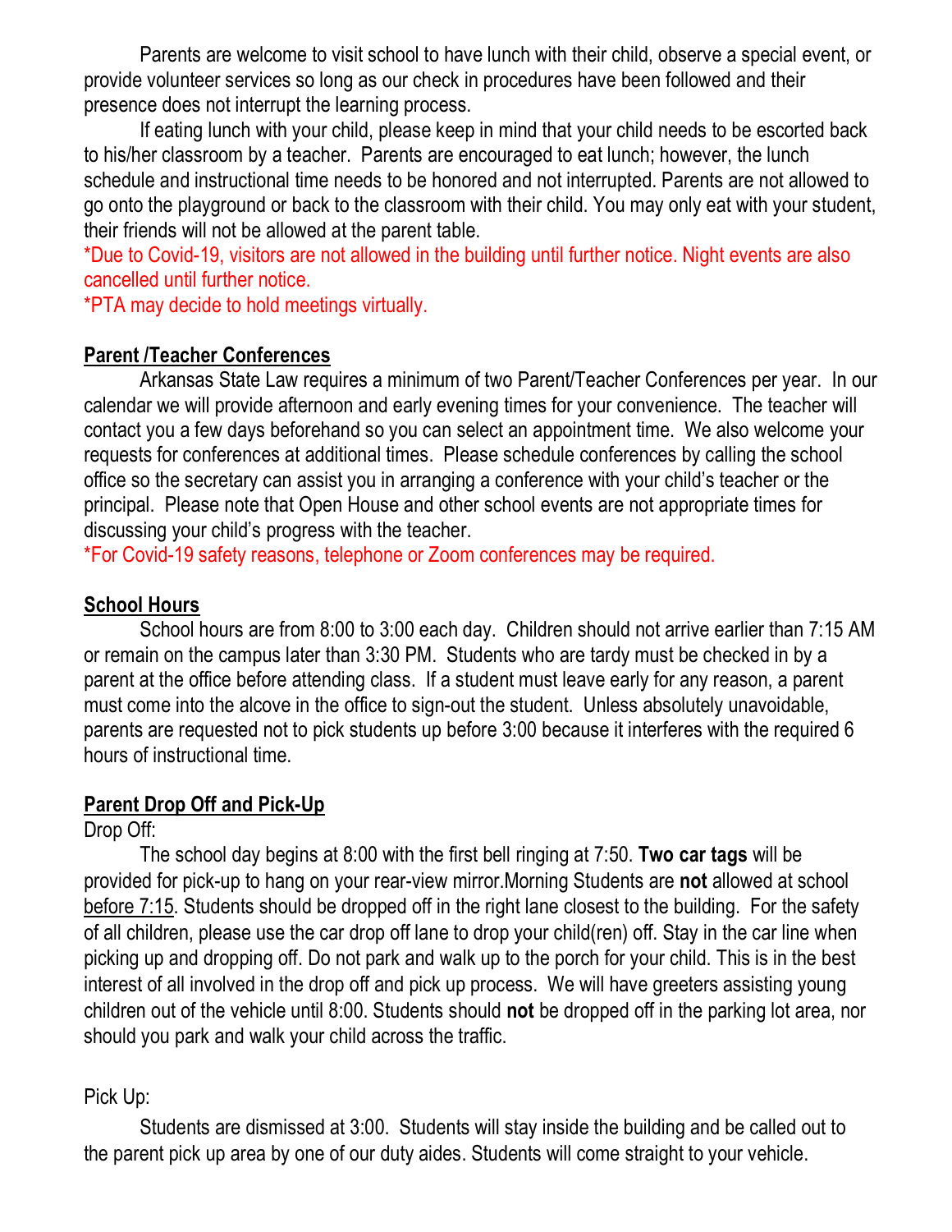Parents are welcome to visit school to have lunch with their child, observe a special event, or provide volunteer services so long as our check in procedures have been followed and their presence does not interrupt the learning process.

If eating lunch with your child, please keep in mind that your child needs to be escorted back to his/her classroom by a teacher. Parents are encouraged to eat lunch; however, the lunch schedule and instructional time needs to be honored and not interrupted. Parents are not allowed to go onto the playground or back to the classroom with their child. You may only eat with your student, their friends will not be allowed at the parent table.

*Due to Covid-19, visitors are not allowed in the building until further notice. Night events are also cancelled until further notice.

*PTA may decide to hold meetings virtually.

## Parent /Teacher Conferences

Arkansas State Law requires a minimum of two Parent/Teacher Conferences per year. In our calendar we will provide afternoon and early evening times for your convenience. The teacher will contact you a few days beforehand so you can select an appointment time. We also welcome your requests for conferences at additional times. Please schedule conferences by calling the school office so the secretary can assist you in arranging a conference with your child's teacher or the principal. Please note that Open House and other school events are not appropriate times for discussing your child's progress with the teacher.

*For Covid-19 safety reasons, telephone or Zoom conferences may be required.

## School Hours

School hours are from 8:00 to 3:00 each day. Children should not arrive earlier than 7:15 AM or remain on the campus later than 3:30 PM. Students who are tardy must be checked in by a parent at the office before attending class. If a student must leave early for any reason, a parent must come into the alcove in the office to sign-out the student. Unless absolutely unavoidable, parents are requested not to pick students up before 3:00 because it interferes with the required 6 hours of instructional time.

## Parent Drop Off and Pick-Up

Drop Off:

The school day begins at 8:00 with the first bell ringing at 7:50. **Two car tags** will be provided for pick-up to hang on your rear-view mirror.Morning Students are **not** allowed at school before 7:15. Students should be dropped off in the right lane closest to the building. For the safety of all children, please use the car drop off lane to drop your child(ren) off. Stay in the car line when picking up and dropping off. Do not park and walk up to the porch for your child. This is in the best interest of all involved in the drop off and pick up process. We will have greeters assisting young children out of the vehicle until 8:00. Students should **not** be dropped off in the parking lot area, nor should you park and walk your child across the traffic.

Pick Up:

Students are dismissed at 3:00. Students will stay inside the building and be called out to the parent pick up area by one of our duty aides. Students will come straight to your vehicle.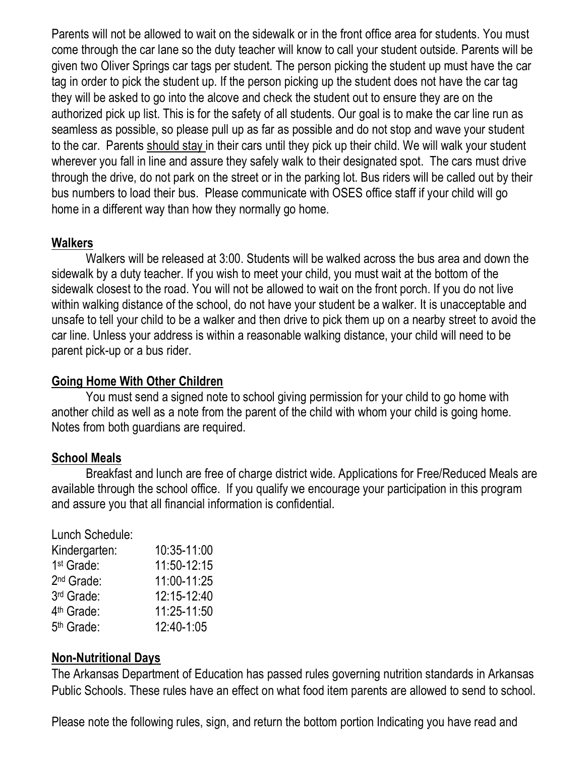Parents will not be allowed to wait on the sidewalk or in the front office area for students. You must come through the car lane so the duty teacher will know to call your student outside. Parents will be given two Oliver Springs car tags per student. The person picking the student up must have the car tag in order to pick the student up. If the person picking up the student does not have the car tag they will be asked to go into the alcove and check the student out to ensure they are on the authorized pick up list. This is for the safety of all students. Our goal is to make the car line run as seamless as possible, so please pull up as far as possible and do not stop and wave your student to the car. Parents should stay in their cars until they pick up their child. We will walk your student wherever you fall in line and assure they safely walk to their designated spot. The cars must drive through the drive, do not park on the street or in the parking lot. Bus riders will be called out by their bus numbers to load their bus. Please communicate with OSES office staff if your child will go home in a different way than how they normally go home.

## Walkers

Walkers will be released at 3:00. Students will be walked across the bus area and down the sidewalk by a duty teacher. If you wish to meet your child, you must wait at the bottom of the sidewalk closest to the road. You will not be allowed to wait on the front porch. If you do not live within walking distance of the school, do not have your student be a walker. It is unacceptable and unsafe to tell your child to be a walker and then drive to pick them up on a nearby street to avoid the car line. Unless your address is within a reasonable walking distance, your child will need to be parent pick-up or a bus rider.

## Going Home With Other Children

You must send a signed note to school giving permission for your child to go home with another child as well as a note from the parent of the child with whom your child is going home. Notes from both guardians are required.

## School Meals

Breakfast and lunch are free of charge district wide. Applications for Free/Reduced Meals are available through the school office. If you qualify we encourage your participation in this program and assure you that all financial information is confidential.

Lunch Schedule:

| | |
|---|---|
| Kindergarten: | 10:35-11:00 |
| 1st Grade: | 11:50-12:15 |
| 2nd Grade: | 11:00-11:25 |
| 3rd Grade: | 12:15-12:40 |
| 4th Grade: | 11:25-11:50 |
| 5th Grade: | 12:40-1:05 |

## Non-Nutritional Days

The Arkansas Department of Education has passed rules governing nutrition standards in Arkansas Public Schools. These rules have an effect on what food item parents are allowed to send to school.

Please note the following rules, sign, and return the bottom portion Indicating you have read and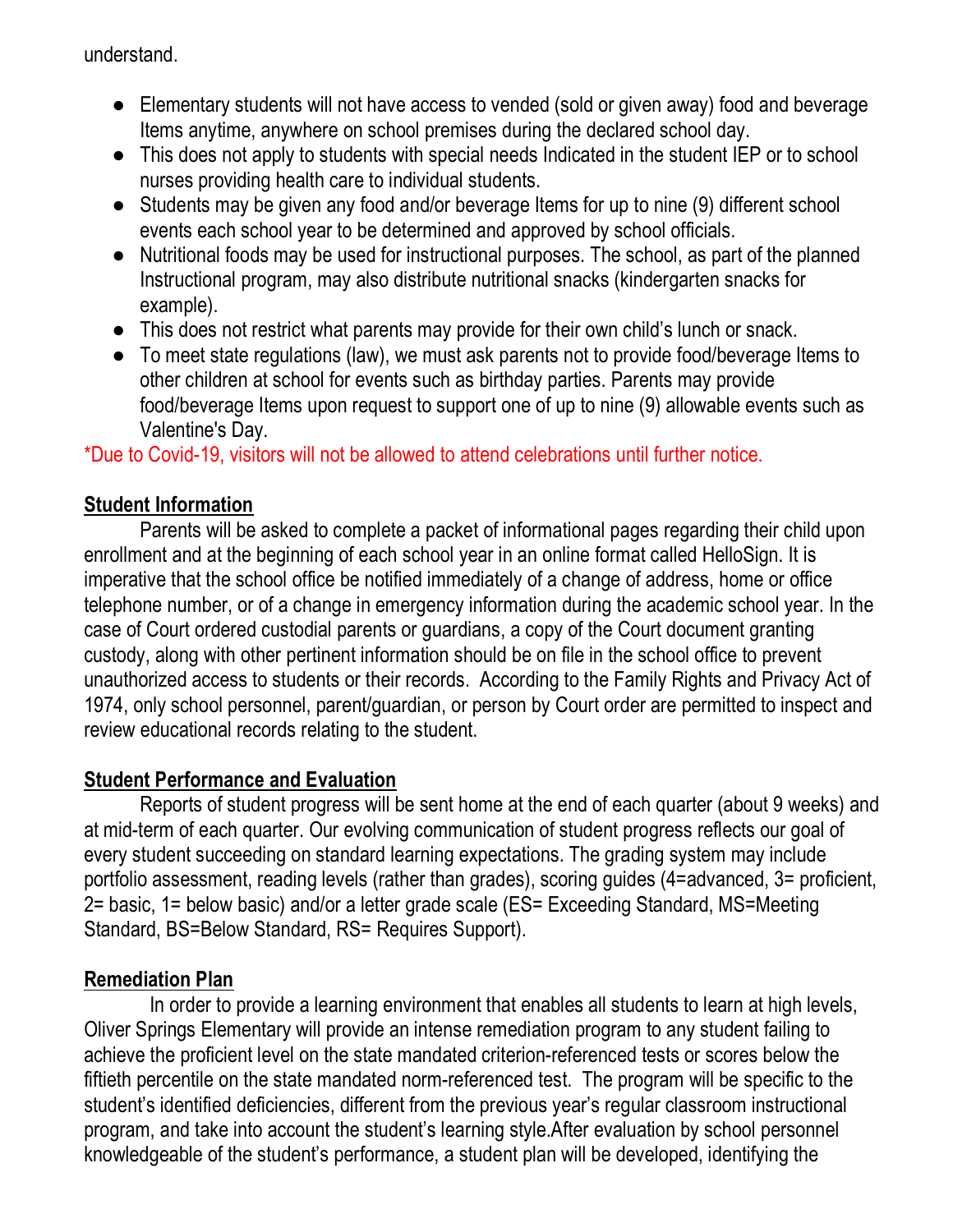understand.

- Elementary students will not have access to vended (sold or given away) food and beverage Items anytime, anywhere on school premises during the declared school day.
- This does not apply to students with special needs Indicated in the student IEP or to school nurses providing health care to individual students.
- Students may be given any food and/or beverage Items for up to nine (9) different school events each school year to be determined and approved by school officials.
- Nutritional foods may be used for instructional purposes. The school, as part of the planned Instructional program, may also distribute nutritional snacks (kindergarten snacks for example).
- This does not restrict what parents may provide for their own child's lunch or snack.
- To meet state regulations (law), we must ask parents not to provide food/beverage Items to other children at school for events such as birthday parties. Parents may provide food/beverage Items upon request to support one of up to nine (9) allowable events such as Valentine's Day.

*Due to Covid-19, visitors will not be allowed to attend celebrations until further notice.

**Student Information**

Parents will be asked to complete a packet of informational pages regarding their child upon enrollment and at the beginning of each school year in an online format called HelloSign. It is imperative that the school office be notified immediately of a change of address, home or office telephone number, or of a change in emergency information during the academic school year. In the case of Court ordered custodial parents or guardians, a copy of the Court document granting custody, along with other pertinent information should be on file in the school office to prevent unauthorized access to students or their records. According to the Family Rights and Privacy Act of 1974, only school personnel, parent/guardian, or person by Court order are permitted to inspect and review educational records relating to the student.

**Student Performance and Evaluation**

Reports of student progress will be sent home at the end of each quarter (about 9 weeks) and at mid-term of each quarter. Our evolving communication of student progress reflects our goal of every student succeeding on standard learning expectations. The grading system may include portfolio assessment, reading levels (rather than grades), scoring guides (4=advanced, 3= proficient, 2= basic, 1= below basic) and/or a letter grade scale (ES= Exceeding Standard, MS=Meeting Standard, BS=Below Standard, RS= Requires Support).

**Remediation Plan**

In order to provide a learning environment that enables all students to learn at high levels, Oliver Springs Elementary will provide an intense remediation program to any student failing to achieve the proficient level on the state mandated criterion-referenced tests or scores below the fiftieth percentile on the state mandated norm-referenced test. The program will be specific to the student's identified deficiencies, different from the previous year's regular classroom instructional program, and take into account the student's learning style.After evaluation by school personnel knowledgeable of the student's performance, a student plan will be developed, identifying the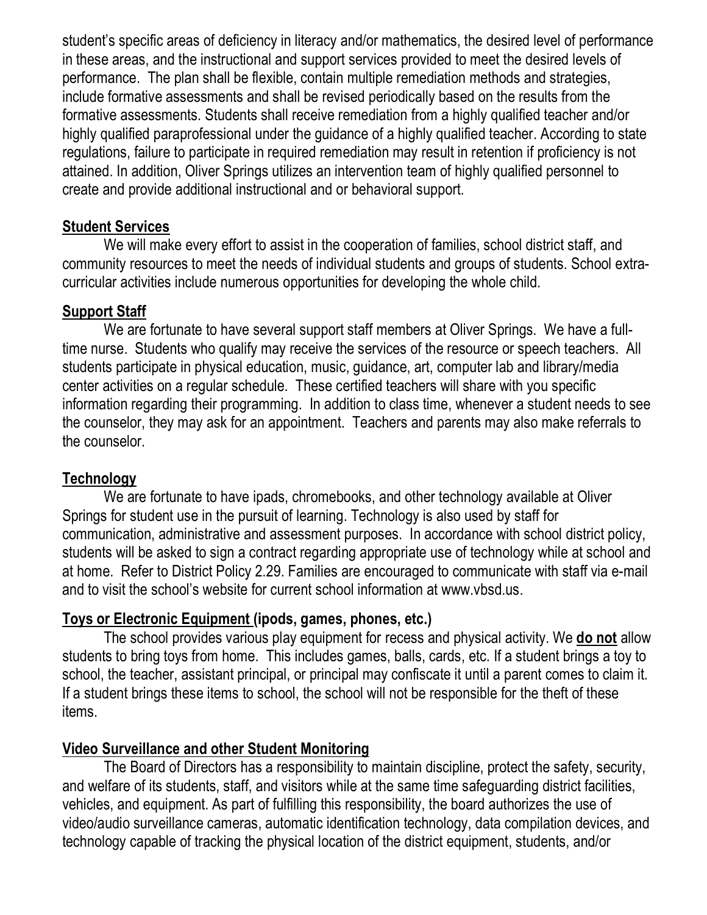student's specific areas of deficiency in literacy and/or mathematics, the desired level of performance in these areas, and the instructional and support services provided to meet the desired levels of performance. The plan shall be flexible, contain multiple remediation methods and strategies, include formative assessments and shall be revised periodically based on the results from the formative assessments. Students shall receive remediation from a highly qualified teacher and/or highly qualified paraprofessional under the guidance of a highly qualified teacher. According to state regulations, failure to participate in required remediation may result in retention if proficiency is not attained. In addition, Oliver Springs utilizes an intervention team of highly qualified personnel to create and provide additional instructional and or behavioral support.

## Student Services

We will make every effort to assist in the cooperation of families, school district staff, and community resources to meet the needs of individual students and groups of students. School extra-curricular activities include numerous opportunities for developing the whole child.

## Support Staff

We are fortunate to have several support staff members at Oliver Springs. We have a full-time nurse. Students who qualify may receive the services of the resource or speech teachers. All students participate in physical education, music, guidance, art, computer lab and library/media center activities on a regular schedule. These certified teachers will share with you specific information regarding their programming. In addition to class time, whenever a student needs to see the counselor, they may ask for an appointment. Teachers and parents may also make referrals to the counselor.

## Technology

We are fortunate to have ipads, chromebooks, and other technology available at Oliver Springs for student use in the pursuit of learning. Technology is also used by staff for communication, administrative and assessment purposes. In accordance with school district policy, students will be asked to sign a contract regarding appropriate use of technology while at school and at home. Refer to District Policy 2.29. Families are encouraged to communicate with staff via e-mail and to visit the school's website for current school information at www.vbsd.us.

## Toys or Electronic Equipment (ipods, games, phones, etc.)

The school provides various play equipment for recess and physical activity. We **do not** allow students to bring toys from home. This includes games, balls, cards, etc. If a student brings a toy to school, the teacher, assistant principal, or principal may confiscate it until a parent comes to claim it. If a student brings these items to school, the school will not be responsible for the theft of these items.

## Video Surveillance and other Student Monitoring

The Board of Directors has a responsibility to maintain discipline, protect the safety, security, and welfare of its students, staff, and visitors while at the same time safeguarding district facilities, vehicles, and equipment. As part of fulfilling this responsibility, the board authorizes the use of video/audio surveillance cameras, automatic identification technology, data compilation devices, and technology capable of tracking the physical location of the district equipment, students, and/or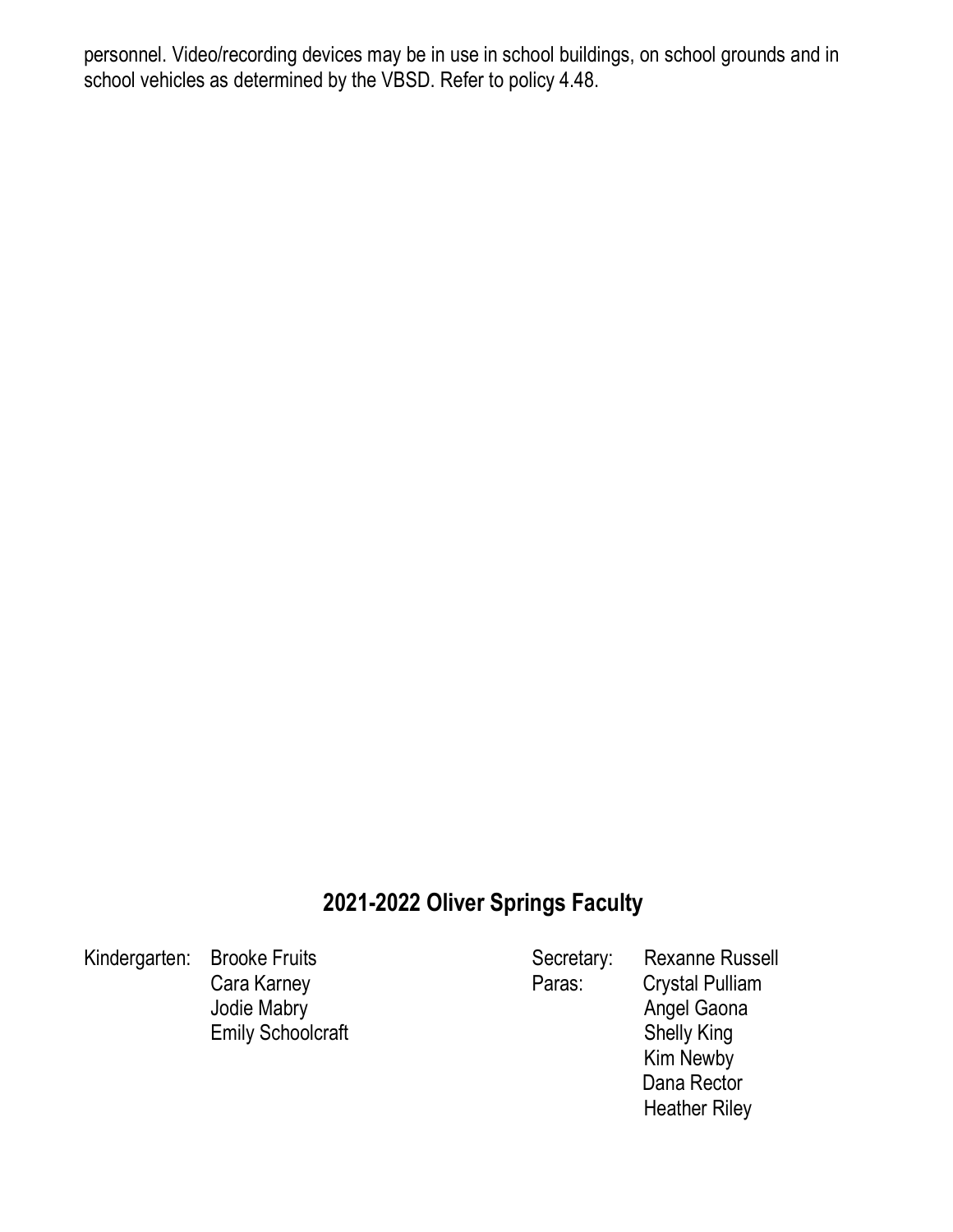personnel. Video/recording devices may be in use in school buildings, on school grounds and in school vehicles as determined by the VBSD. Refer to policy 4.48.

## 2021-2022 Oliver Springs Faculty

Kindergarten: Brooke Fruits
Cara Karney
Jodie Mabry
Emily Schoolcraft

Secretary: Rexanne Russell

Paras: Crystal Pulliam
Angel Gaona
Shelly King
Kim Newby
Dana Rector
Heather Riley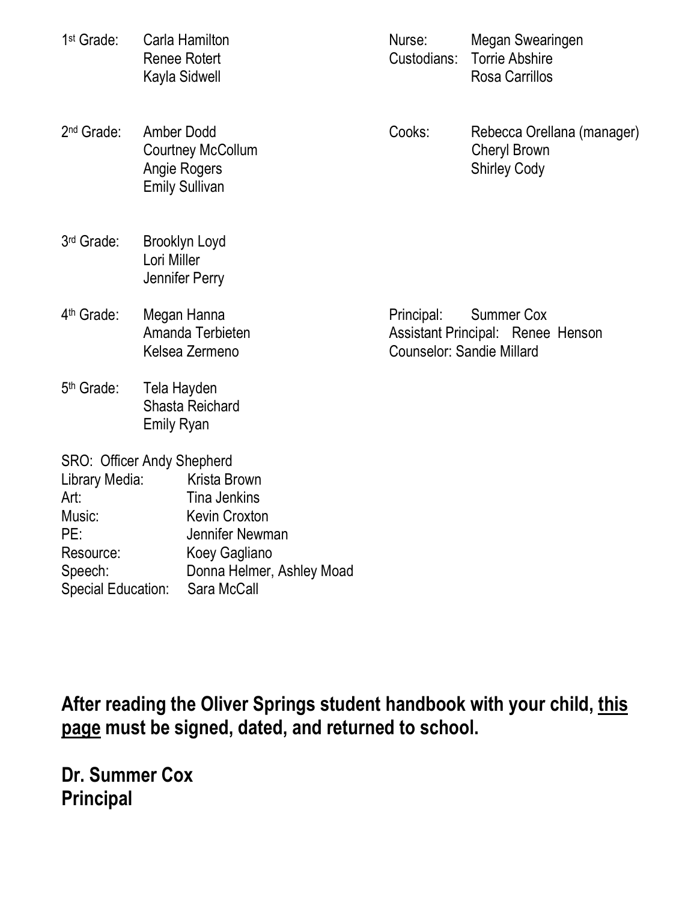1st Grade: Carla Hamilton
Renee Rotert
Kayla Sidwell

2nd Grade: Amber Dodd
Courtney McCollum
Angie Rogers
Emily Sullivan

3rd Grade: Brooklyn Loyd
Lori Miller
Jennifer Perry

4th Grade: Megan Hanna
Amanda Terbieten
Kelsea Zermeno

5th Grade: Tela Hayden
Shasta Reichard
Emily Ryan

Nurse: Megan Swearingen
Custodians: Torrie Abshire
Rosa Carrillos

Cooks: Rebecca Orellana (manager)
Cheryl Brown
Shirley Cody

Principal: Summer Cox
Assistant Principal: Renee Henson
Counselor: Sandie Millard

SRO: Officer Andy Shepherd
Library Media: Krista Brown
Art: Tina Jenkins
Music: Kevin Croxton
PE: Jennifer Newman
Resource: Koey Gagliano
Speech: Donna Helmer, Ashley Moad
Special Education: Sara McCall

**After reading the Oliver Springs student handbook with your child, <u>this page</u> must be signed, dated, and returned to school.**

**Dr. Summer Cox**
**Principal**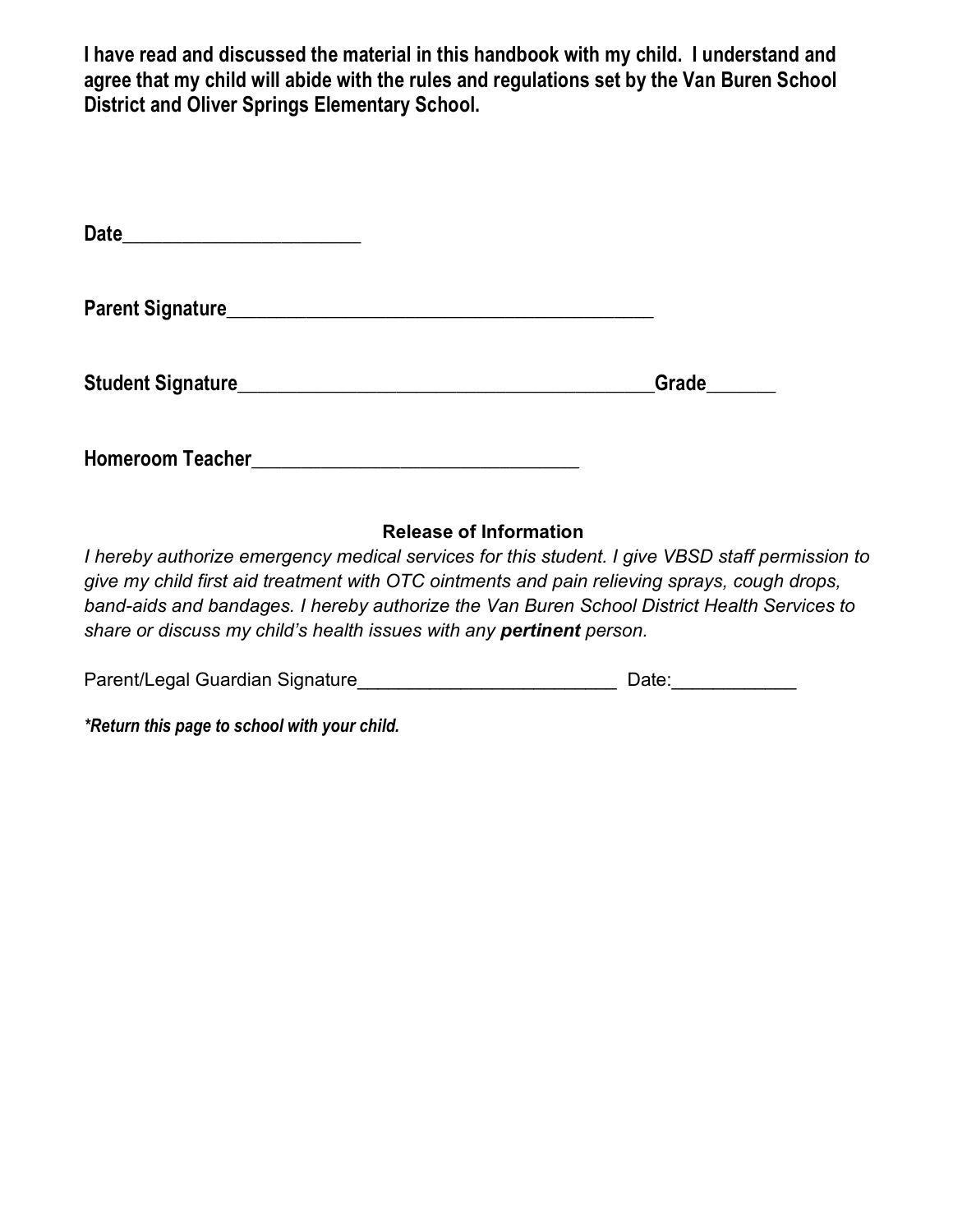**I have read and discussed the material in this handbook with my child. I understand and agree that my child will abide with the rules and regulations set by the Van Buren School District and Oliver Springs Elementary School.**

**Date_______________________**

**Parent Signature__________________________________________**

**Student Signature_________________________________________Grade_______**

**Homeroom Teacher________________________________**

## Release of Information

*I hereby authorize emergency medical services for this student. I give VBSD staff permission to give my child first aid treatment with OTC ointments and pain relieving sprays, cough drops, band-aids and bandages. I hereby authorize the Van Buren School District Health Services to share or discuss my child's health issues with any **pertinent** person.*

Parent/Legal Guardian Signature_________________________ Date:____________

***Return this page to school with your child.***